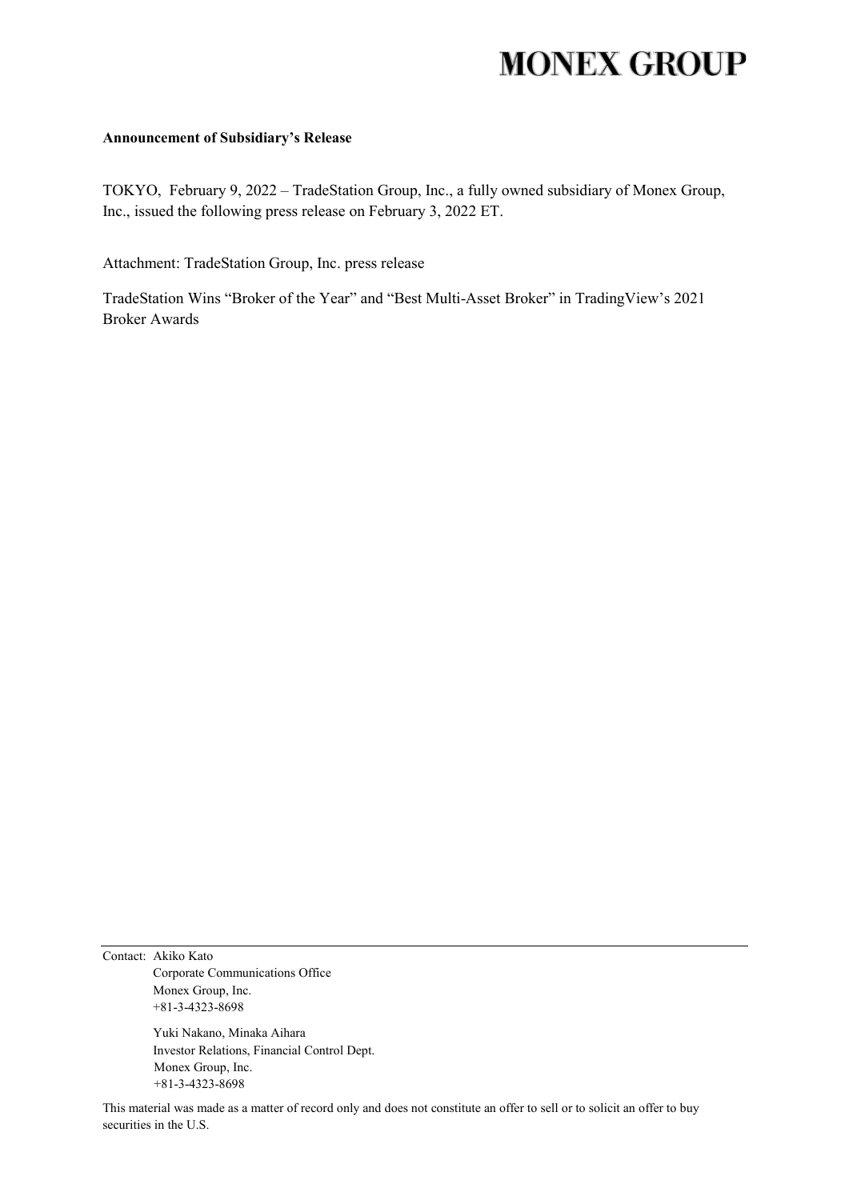# MONEX GROUP

**Announcement of Subsidiary's Release**

TOKYO, February 9, 2022 – TradeStation Group, Inc., a fully owned subsidiary of Monex Group, Inc., issued the following press release on February 3, 2022 ET.

Attachment: TradeStation Group, Inc. press release

TradeStation Wins "Broker of the Year" and "Best Multi-Asset Broker" in TradingView's 2021 Broker Awards

---

Contact: Akiko Kato
Corporate Communications Office
Monex Group, Inc.
+81-3-4323-8698

Yuki Nakano, Minaka Aihara
Investor Relations, Financial Control Dept.
Monex Group, Inc.
+81-3-4323-8698

This material was made as a matter of record only and does not constitute an offer to sell or to solicit an offer to buy securities in the U.S.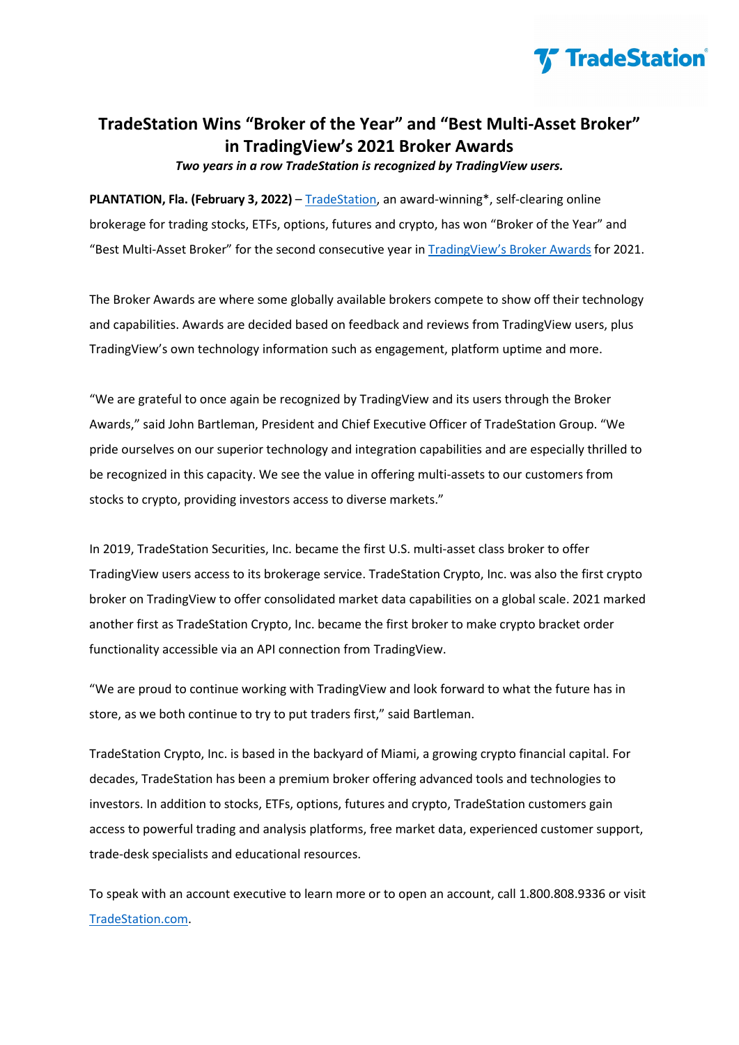# TradeStation Wins "Broker of the Year" and "Best Multi-Asset Broker" in TradingView's 2021 Broker Awards

***Two years in a row TradeStation is recognized by TradingView users.***

**PLANTATION, Fla. (February 3, 2022)** – TradeStation, an award-winning*, self-clearing online brokerage for trading stocks, ETFs, options, futures and crypto, has won "Broker of the Year" and "Best Multi-Asset Broker" for the second consecutive year in TradingView's Broker Awards for 2021.

The Broker Awards are where some globally available brokers compete to show off their technology and capabilities. Awards are decided based on feedback and reviews from TradingView users, plus TradingView's own technology information such as engagement, platform uptime and more.

"We are grateful to once again be recognized by TradingView and its users through the Broker Awards," said John Bartleman, President and Chief Executive Officer of TradeStation Group. "We pride ourselves on our superior technology and integration capabilities and are especially thrilled to be recognized in this capacity. We see the value in offering multi-assets to our customers from stocks to crypto, providing investors access to diverse markets."

In 2019, TradeStation Securities, Inc. became the first U.S. multi-asset class broker to offer TradingView users access to its brokerage service. TradeStation Crypto, Inc. was also the first crypto broker on TradingView to offer consolidated market data capabilities on a global scale. 2021 marked another first as TradeStation Crypto, Inc. became the first broker to make crypto bracket order functionality accessible via an API connection from TradingView.

"We are proud to continue working with TradingView and look forward to what the future has in store, as we both continue to try to put traders first," said Bartleman.

TradeStation Crypto, Inc. is based in the backyard of Miami, a growing crypto financial capital. For decades, TradeStation has been a premium broker offering advanced tools and technologies to investors. In addition to stocks, ETFs, options, futures and crypto, TradeStation customers gain access to powerful trading and analysis platforms, free market data, experienced customer support, trade-desk specialists and educational resources.

To speak with an account executive to learn more or to open an account, call 1.800.808.9336 or visit TradeStation.com.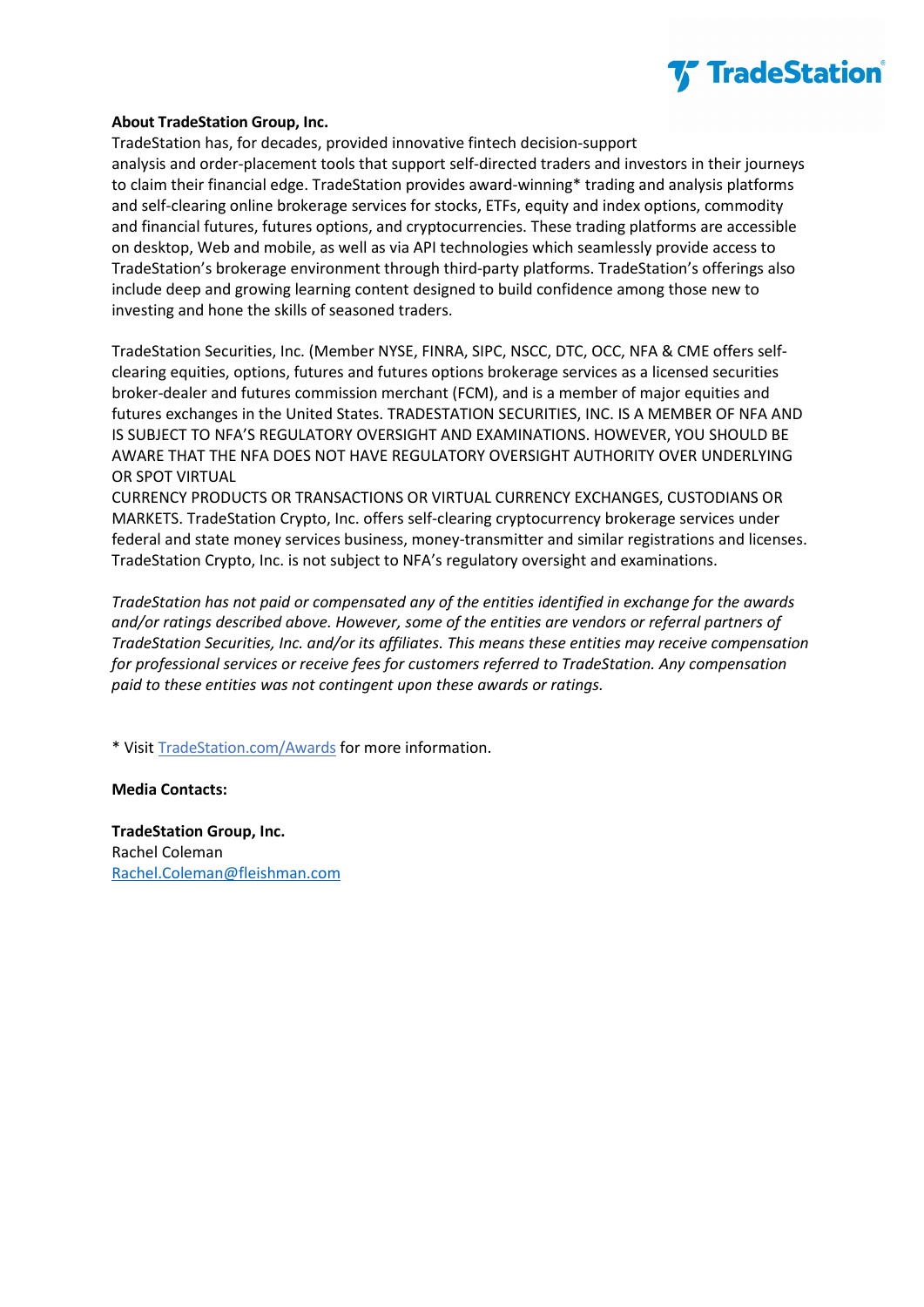**About TradeStation Group, Inc.**

TradeStation has, for decades, provided innovative fintech decision-support analysis and order-placement tools that support self-directed traders and investors in their journeys to claim their financial edge. TradeStation provides award-winning* trading and analysis platforms and self-clearing online brokerage services for stocks, ETFs, equity and index options, commodity and financial futures, futures options, and cryptocurrencies. These trading platforms are accessible on desktop, Web and mobile, as well as via API technologies which seamlessly provide access to TradeStation's brokerage environment through third-party platforms. TradeStation's offerings also include deep and growing learning content designed to build confidence among those new to investing and hone the skills of seasoned traders.

TradeStation Securities, Inc. (Member NYSE, FINRA, SIPC, NSCC, DTC, OCC, NFA & CME offers self-clearing equities, options, futures and futures options brokerage services as a licensed securities broker-dealer and futures commission merchant (FCM), and is a member of major equities and futures exchanges in the United States. TRADESTATION SECURITIES, INC. IS A MEMBER OF NFA AND IS SUBJECT TO NFA'S REGULATORY OVERSIGHT AND EXAMINATIONS. HOWEVER, YOU SHOULD BE AWARE THAT THE NFA DOES NOT HAVE REGULATORY OVERSIGHT AUTHORITY OVER UNDERLYING OR SPOT VIRTUAL CURRENCY PRODUCTS OR TRANSACTIONS OR VIRTUAL CURRENCY EXCHANGES, CUSTODIANS OR MARKETS. TradeStation Crypto, Inc. offers self-clearing cryptocurrency brokerage services under federal and state money services business, money-transmitter and similar registrations and licenses. TradeStation Crypto, Inc. is not subject to NFA's regulatory oversight and examinations.

*TradeStation has not paid or compensated any of the entities identified in exchange for the awards and/or ratings described above. However, some of the entities are vendors or referral partners of TradeStation Securities, Inc. and/or its affiliates. This means these entities may receive compensation for professional services or receive fees for customers referred to TradeStation. Any compensation paid to these entities was not contingent upon these awards or ratings.*

* Visit TradeStation.com/Awards for more information.

**Media Contacts:**

**TradeStation Group, Inc.**
Rachel Coleman
Rachel.Coleman@fleishman.com